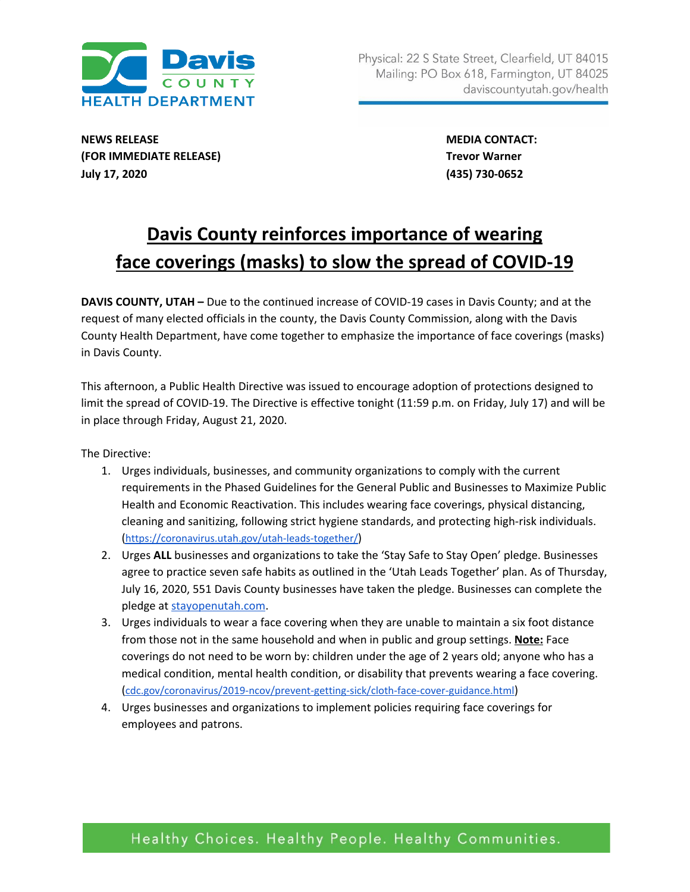Davis COUNTY HEALTH DEPARTMENT

Physical: 22 S State Street, Clearfield, UT 84015
Mailing: PO Box 618, Farmington, UT 84025
daviscountyutah.gov/health

**NEWS RELEASE**
**(FOR IMMEDIATE RELEASE)**
**July 17, 2020**

**MEDIA CONTACT:**
**Trevor Warner**
**(435) 730-0652**

# Davis County reinforces importance of wearing face coverings (masks) to slow the spread of COVID-19

**DAVIS COUNTY, UTAH –** Due to the continued increase of COVID-19 cases in Davis County; and at the request of many elected officials in the county, the Davis County Commission, along with the Davis County Health Department, have come together to emphasize the importance of face coverings (masks) in Davis County.

This afternoon, a Public Health Directive was issued to encourage adoption of protections designed to limit the spread of COVID-19. The Directive is effective tonight (11:59 p.m. on Friday, July 17) and will be in place through Friday, August 21, 2020.

The Directive:

1. Urges individuals, businesses, and community organizations to comply with the current requirements in the Phased Guidelines for the General Public and Businesses to Maximize Public Health and Economic Reactivation. This includes wearing face coverings, physical distancing, cleaning and sanitizing, following strict hygiene standards, and protecting high-risk individuals. (https://coronavirus.utah.gov/utah-leads-together/)
2. Urges **ALL** businesses and organizations to take the 'Stay Safe to Stay Open' pledge. Businesses agree to practice seven safe habits as outlined in the 'Utah Leads Together' plan. As of Thursday, July 16, 2020, 551 Davis County businesses have taken the pledge. Businesses can complete the pledge at stayopenutah.com.
3. Urges individuals to wear a face covering when they are unable to maintain a six foot distance from those not in the same household and when in public and group settings. **Note:** Face coverings do not need to be worn by: children under the age of 2 years old; anyone who has a medical condition, mental health condition, or disability that prevents wearing a face covering. (cdc.gov/coronavirus/2019-ncov/prevent-getting-sick/cloth-face-cover-guidance.html)
4. Urges businesses and organizations to implement policies requiring face coverings for employees and patrons.

Healthy Choices. Healthy People. Healthy Communities.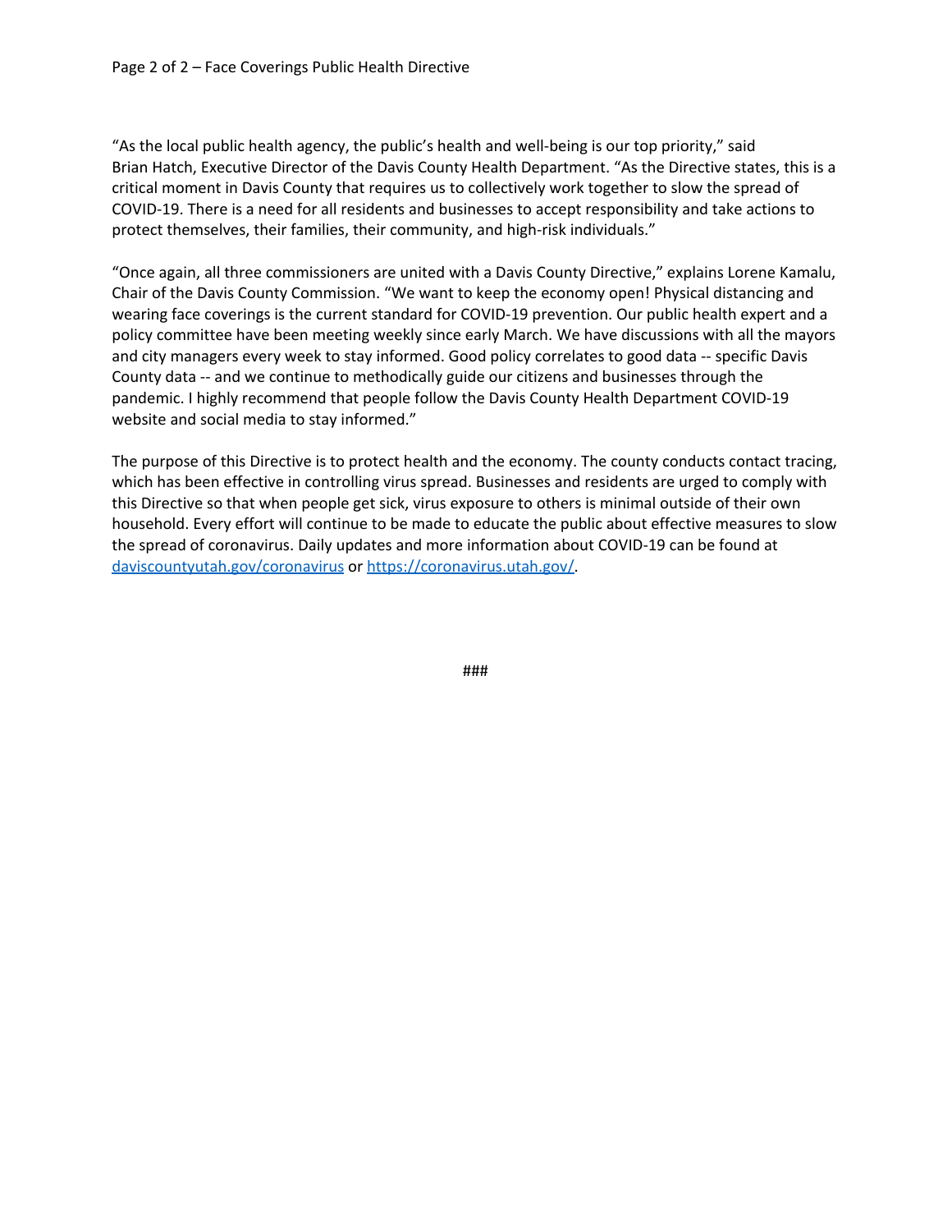"As the local public health agency, the public's health and well-being is our top priority," said Brian Hatch, Executive Director of the Davis County Health Department. "As the Directive states, this is a critical moment in Davis County that requires us to collectively work together to slow the spread of COVID-19. There is a need for all residents and businesses to accept responsibility and take actions to protect themselves, their families, their community, and high-risk individuals."

"Once again, all three commissioners are united with a Davis County Directive," explains Lorene Kamalu, Chair of the Davis County Commission. "We want to keep the economy open! Physical distancing and wearing face coverings is the current standard for COVID-19 prevention. Our public health expert and a policy committee have been meeting weekly since early March. We have discussions with all the mayors and city managers every week to stay informed. Good policy correlates to good data -- specific Davis County data -- and we continue to methodically guide our citizens and businesses through the pandemic. I highly recommend that people follow the Davis County Health Department COVID-19 website and social media to stay informed."

The purpose of this Directive is to protect health and the economy. The county conducts contact tracing, which has been effective in controlling virus spread. Businesses and residents are urged to comply with this Directive so that when people get sick, virus exposure to others is minimal outside of their own household. Every effort will continue to be made to educate the public about effective measures to slow the spread of coronavirus. Daily updates and more information about COVID-19 can be found at [daviscountyutah.gov/coronavirus](daviscountyutah.gov/coronavirus) or [https://coronavirus.utah.gov/](https://coronavirus.utah.gov/).

###